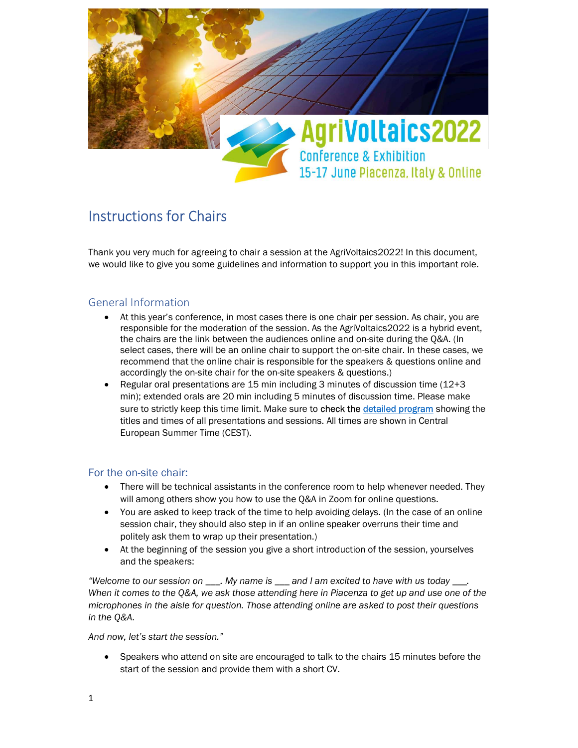AgriVoltaics2022

Conference & Exhibition

15-17 June Piacenza, Italy & Online

# Instructions for Chairs

Thank you very much for agreeing to chair a session at the AgriVoltaics2022! In this document, we would like to give you some guidelines and information to support you in this important role.

## General Information

- At this year's conference, in most cases there is one chair per session. As chair, you are responsible for the moderation of the session. As the AgriVoltaics2022 is a hybrid event, the chairs are the link between the audiences online and on-site during the Q&A. (In select cases, there will be an online chair to support the on-site chair. In these cases, we recommend that the online chair is responsible for the speakers & questions online and accordingly the on-site chair for the on-site speakers & questions.)
- Regular oral presentations are 15 min including 3 minutes of discussion time (12+3 min); extended orals are 20 min including 5 minutes of discussion time. Please make sure to strictly keep this time limit. Make sure to check the [detailed program](#) showing the titles and times of all presentations and sessions. All times are shown in Central European Summer Time (CEST).

## For the on-site chair:

- There will be technical assistants in the conference room to help whenever needed. They will among others show you how to use the Q&A in Zoom for online questions.
- You are asked to keep track of the time to help avoiding delays. (In the case of an online session chair, they should also step in if an online speaker overruns their time and politely ask them to wrap up their presentation.)
- At the beginning of the session you give a short introduction of the session, yourselves and the speakers:

*"Welcome to our session on ___. My name is ___ and I am excited to have with us today ___. When it comes to the Q&A, we ask those attending here in Piacenza to get up and use one of the microphones in the aisle for question. Those attending online are asked to post their questions in the Q&A.*

*And now, let's start the session."*

- Speakers who attend on site are encouraged to talk to the chairs 15 minutes before the start of the session and provide them with a short CV.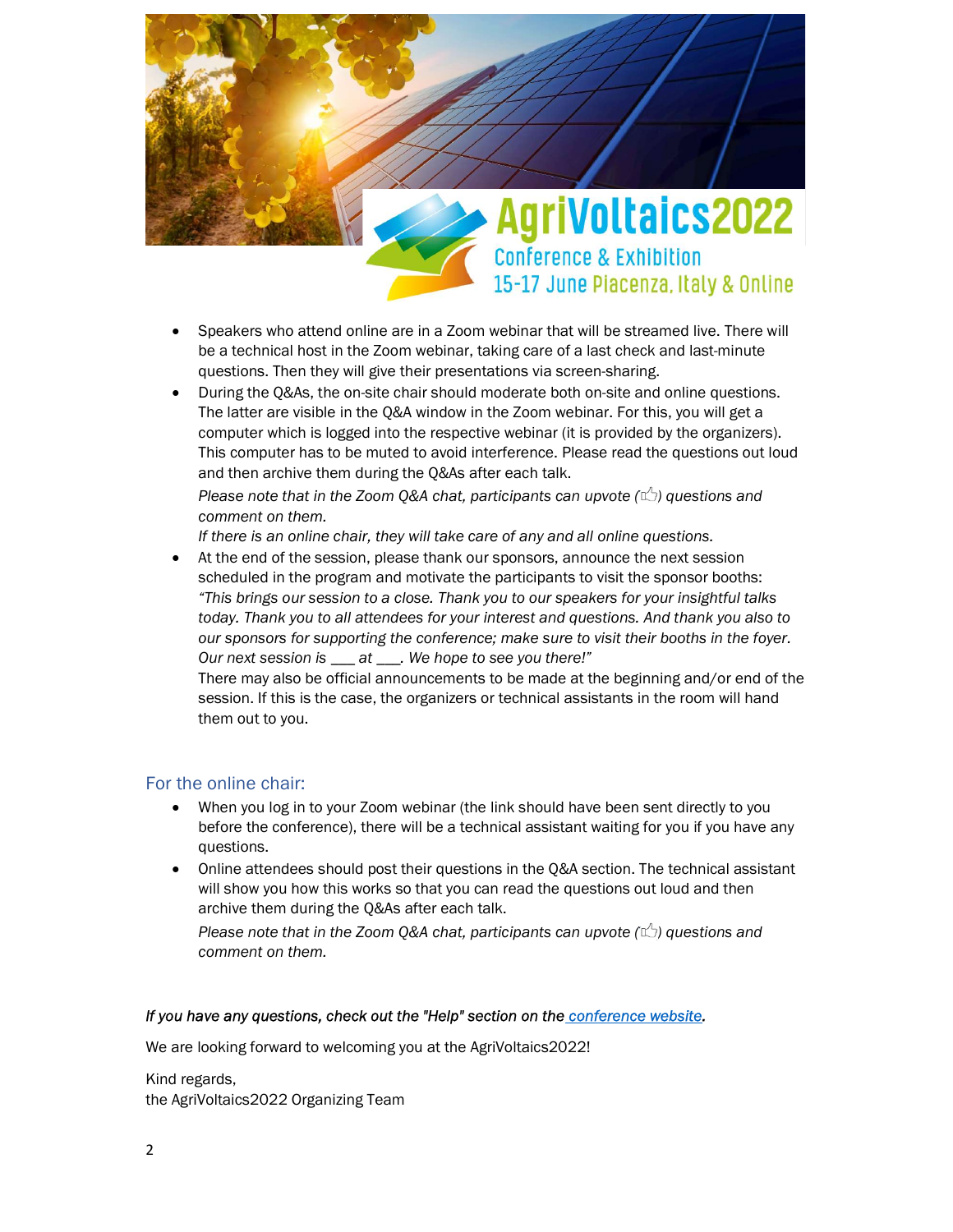- Speakers who attend online are in a Zoom webinar that will be streamed live. There will be a technical host in the Zoom webinar, taking care of a last check and last-minute questions. Then they will give their presentations via screen-sharing.
- During the Q&As, the on-site chair should moderate both on-site and online questions. The latter are visible in the Q&A window in the Zoom webinar. For this, you will get a computer which is logged into the respective webinar (it is provided by the organizers). This computer has to be muted to avoid interference. Please read the questions out loud and then archive them during the Q&As after each talk.

  *Please note that in the Zoom Q&A chat, participants can upvote (👍) questions and comment on them.*

  *If there is an online chair, they will take care of any and all online questions.*
- At the end of the session, please thank our sponsors, announce the next session scheduled in the program and motivate the participants to visit the sponsor booths: *"This brings our session to a close. Thank you to our speakers for your insightful talks today. Thank you to all attendees for your interest and questions. And thank you also to our sponsors for supporting the conference; make sure to visit their booths in the foyer. Our next session is ___ at ___. We hope to see you there!"*

  There may also be official announcements to be made at the beginning and/or end of the session. If this is the case, the organizers or technical assistants in the room will hand them out to you.

## For the online chair:

- When you log in to your Zoom webinar (the link should have been sent directly to you before the conference), there will be a technical assistant waiting for you if you have any questions.
- Online attendees should post their questions in the Q&A section. The technical assistant will show you how this works so that you can read the questions out loud and then archive them during the Q&As after each talk.

  *Please note that in the Zoom Q&A chat, participants can upvote (👍) questions and comment on them.*

*If you have any questions, check out the "Help" section on the [conference website](conference website).*

We are looking forward to welcoming you at the AgriVoltaics2022!

Kind regards,
the AgriVoltaics2022 Organizing Team